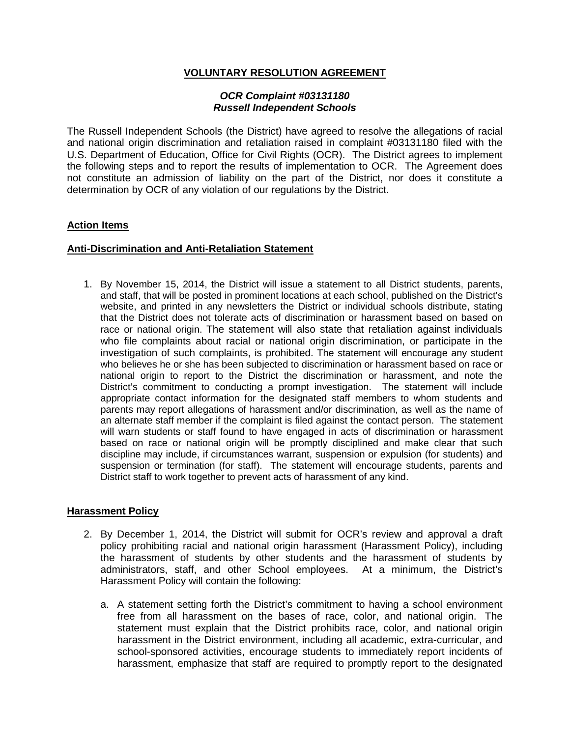**VOLUNTARY RESOLUTION AGREEMENT**

***OCR Complaint #03131180***
***Russell Independent Schools***

The Russell Independent Schools (the District) have agreed to resolve the allegations of racial and national origin discrimination and retaliation raised in complaint #03131180 filed with the U.S. Department of Education, Office for Civil Rights (OCR). The District agrees to implement the following steps and to report the results of implementation to OCR. The Agreement does not constitute an admission of liability on the part of the District, nor does it constitute a determination by OCR of any violation of our regulations by the District.

**Action Items**

**Anti-Discrimination and Anti-Retaliation Statement**

1. By November 15, 2014, the District will issue a statement to all District students, parents, and staff, that will be posted in prominent locations at each school, published on the District's website, and printed in any newsletters the District or individual schools distribute, stating that the District does not tolerate acts of discrimination or harassment based on based on race or national origin. The statement will also state that retaliation against individuals who file complaints about racial or national origin discrimination, or participate in the investigation of such complaints, is prohibited. The statement will encourage any student who believes he or she has been subjected to discrimination or harassment based on race or national origin to report to the District the discrimination or harassment, and note the District's commitment to conducting a prompt investigation. The statement will include appropriate contact information for the designated staff members to whom students and parents may report allegations of harassment and/or discrimination, as well as the name of an alternate staff member if the complaint is filed against the contact person. The statement will warn students or staff found to have engaged in acts of discrimination or harassment based on race or national origin will be promptly disciplined and make clear that such discipline may include, if circumstances warrant, suspension or expulsion (for students) and suspension or termination (for staff). The statement will encourage students, parents and District staff to work together to prevent acts of harassment of any kind.

**Harassment Policy**

2. By December 1, 2014, the District will submit for OCR's review and approval a draft policy prohibiting racial and national origin harassment (Harassment Policy), including the harassment of students by other students and the harassment of students by administrators, staff, and other School employees. At a minimum, the District's Harassment Policy will contain the following:

   a. A statement setting forth the District's commitment to having a school environment free from all harassment on the bases of race, color, and national origin. The statement must explain that the District prohibits race, color, and national origin harassment in the District environment, including all academic, extra-curricular, and school-sponsored activities, encourage students to immediately report incidents of harassment, emphasize that staff are required to promptly report to the designated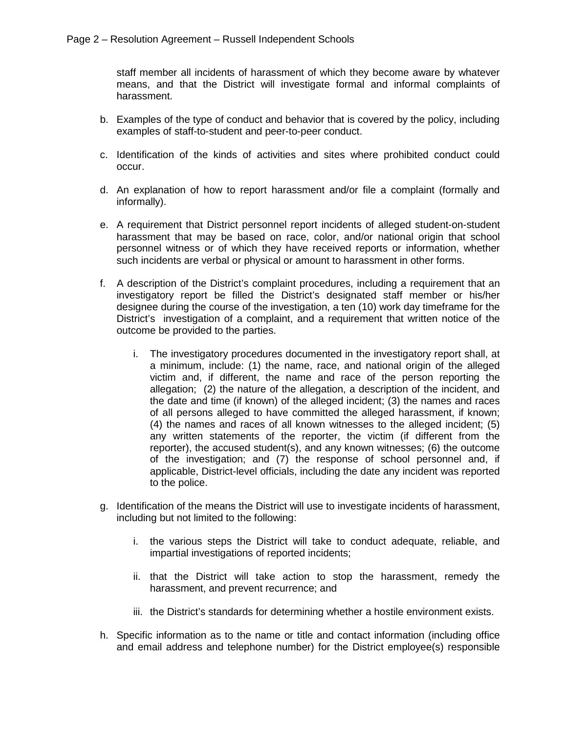staff member all incidents of harassment of which they become aware by whatever means, and that the District will investigate formal and informal complaints of harassment.

b. Examples of the type of conduct and behavior that is covered by the policy, including examples of staff-to-student and peer-to-peer conduct.

c. Identification of the kinds of activities and sites where prohibited conduct could occur.

d. An explanation of how to report harassment and/or file a complaint (formally and informally).

e. A requirement that District personnel report incidents of alleged student-on-student harassment that may be based on race, color, and/or national origin that school personnel witness or of which they have received reports or information, whether such incidents are verbal or physical or amount to harassment in other forms.

f. A description of the District's complaint procedures, including a requirement that an investigatory report be filled the District's designated staff member or his/her designee during the course of the investigation, a ten (10) work day timeframe for the District's investigation of a complaint, and a requirement that written notice of the outcome be provided to the parties.

   i. The investigatory procedures documented in the investigatory report shall, at a minimum, include: (1) the name, race, and national origin of the alleged victim and, if different, the name and race of the person reporting the allegation; (2) the nature of the allegation, a description of the incident, and the date and time (if known) of the alleged incident; (3) the names and races of all persons alleged to have committed the alleged harassment, if known; (4) the names and races of all known witnesses to the alleged incident; (5) any written statements of the reporter, the victim (if different from the reporter), the accused student(s), and any known witnesses; (6) the outcome of the investigation; and (7) the response of school personnel and, if applicable, District-level officials, including the date any incident was reported to the police.

g. Identification of the means the District will use to investigate incidents of harassment, including but not limited to the following:

   i. the various steps the District will take to conduct adequate, reliable, and impartial investigations of reported incidents;

   ii. that the District will take action to stop the harassment, remedy the harassment, and prevent recurrence; and

   iii. the District's standards for determining whether a hostile environment exists.

h. Specific information as to the name or title and contact information (including office and email address and telephone number) for the District employee(s) responsible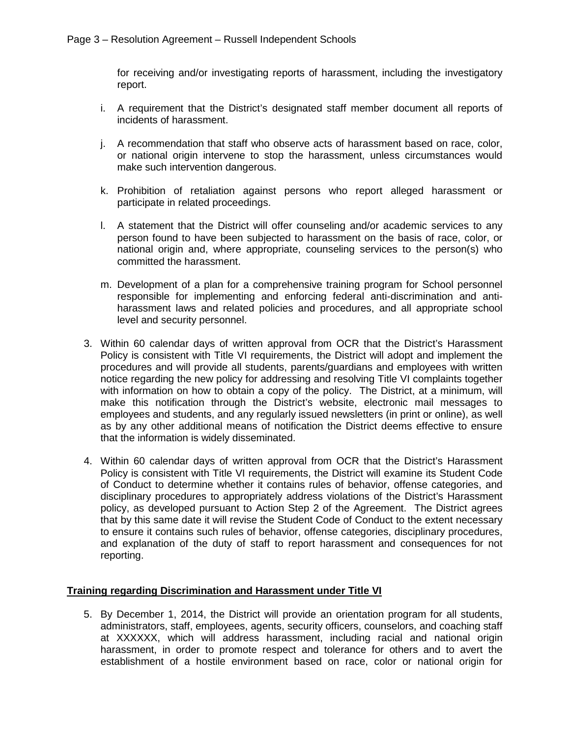for receiving and/or investigating reports of harassment, including the investigatory report.

i. A requirement that the District's designated staff member document all reports of incidents of harassment.

j. A recommendation that staff who observe acts of harassment based on race, color, or national origin intervene to stop the harassment, unless circumstances would make such intervention dangerous.

k. Prohibition of retaliation against persons who report alleged harassment or participate in related proceedings.

l. A statement that the District will offer counseling and/or academic services to any person found to have been subjected to harassment on the basis of race, color, or national origin and, where appropriate, counseling services to the person(s) who committed the harassment.

m. Development of a plan for a comprehensive training program for School personnel responsible for implementing and enforcing federal anti-discrimination and anti-harassment laws and related policies and procedures, and all appropriate school level and security personnel.

3. Within 60 calendar days of written approval from OCR that the District's Harassment Policy is consistent with Title VI requirements, the District will adopt and implement the procedures and will provide all students, parents/guardians and employees with written notice regarding the new policy for addressing and resolving Title VI complaints together with information on how to obtain a copy of the policy. The District, at a minimum, will make this notification through the District's website, electronic mail messages to employees and students, and any regularly issued newsletters (in print or online), as well as by any other additional means of notification the District deems effective to ensure that the information is widely disseminated.

4. Within 60 calendar days of written approval from OCR that the District's Harassment Policy is consistent with Title VI requirements, the District will examine its Student Code of Conduct to determine whether it contains rules of behavior, offense categories, and disciplinary procedures to appropriately address violations of the District's Harassment policy, as developed pursuant to Action Step 2 of the Agreement. The District agrees that by this same date it will revise the Student Code of Conduct to the extent necessary to ensure it contains such rules of behavior, offense categories, disciplinary procedures, and explanation of the duty of staff to report harassment and consequences for not reporting.

**Training regarding Discrimination and Harassment under Title VI**

5. By December 1, 2014, the District will provide an orientation program for all students, administrators, staff, employees, agents, security officers, counselors, and coaching staff at XXXXXX, which will address harassment, including racial and national origin harassment, in order to promote respect and tolerance for others and to avert the establishment of a hostile environment based on race, color or national origin for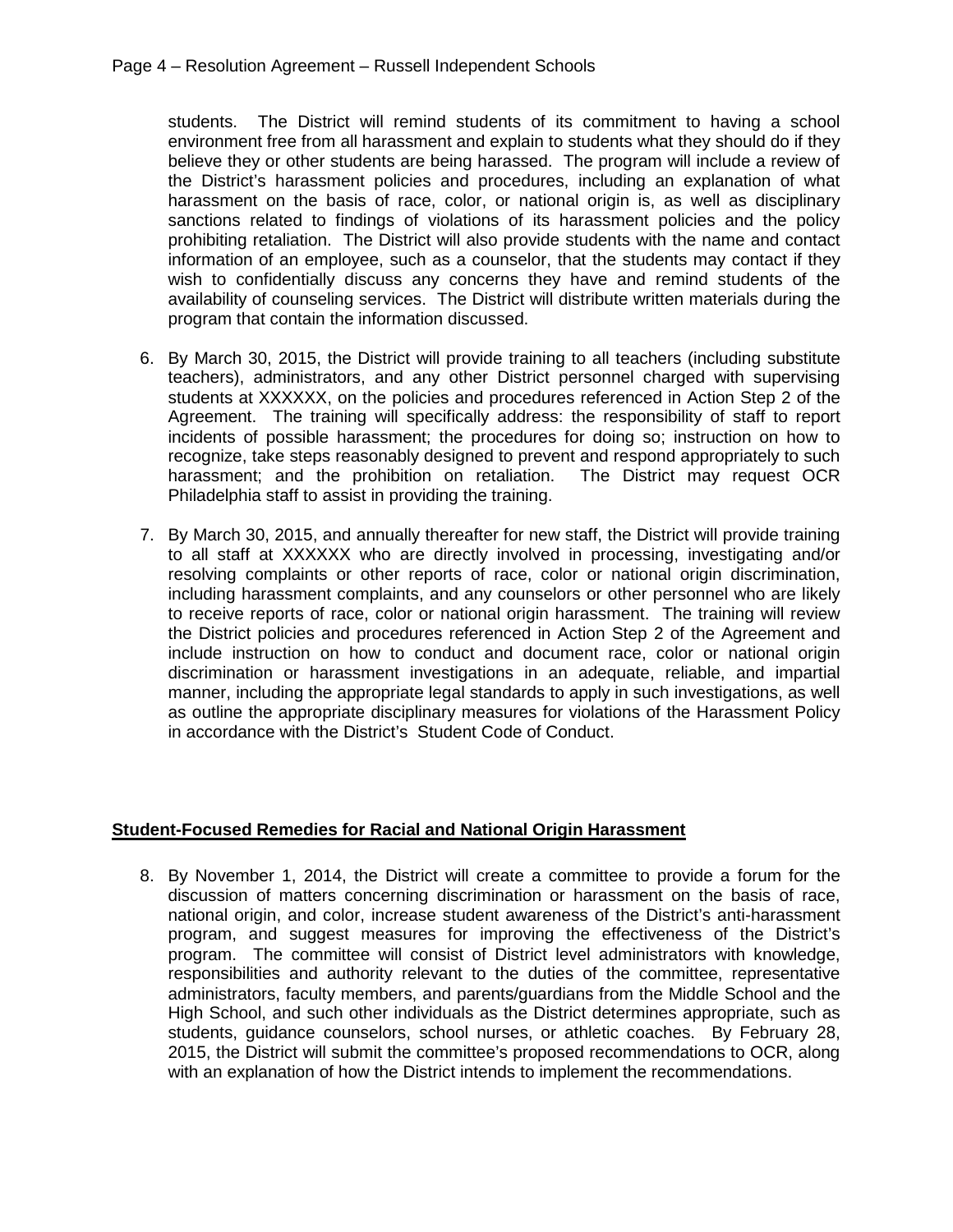students. The District will remind students of its commitment to having a school environment free from all harassment and explain to students what they should do if they believe they or other students are being harassed. The program will include a review of the District's harassment policies and procedures, including an explanation of what harassment on the basis of race, color, or national origin is, as well as disciplinary sanctions related to findings of violations of its harassment policies and the policy prohibiting retaliation. The District will also provide students with the name and contact information of an employee, such as a counselor, that the students may contact if they wish to confidentially discuss any concerns they have and remind students of the availability of counseling services. The District will distribute written materials during the program that contain the information discussed.

6. By March 30, 2015, the District will provide training to all teachers (including substitute teachers), administrators, and any other District personnel charged with supervising students at XXXXXX, on the policies and procedures referenced in Action Step 2 of the Agreement. The training will specifically address: the responsibility of staff to report incidents of possible harassment; the procedures for doing so; instruction on how to recognize, take steps reasonably designed to prevent and respond appropriately to such harassment; and the prohibition on retaliation. The District may request OCR Philadelphia staff to assist in providing the training.

7. By March 30, 2015, and annually thereafter for new staff, the District will provide training to all staff at XXXXXX who are directly involved in processing, investigating and/or resolving complaints or other reports of race, color or national origin discrimination, including harassment complaints, and any counselors or other personnel who are likely to receive reports of race, color or national origin harassment. The training will review the District policies and procedures referenced in Action Step 2 of the Agreement and include instruction on how to conduct and document race, color or national origin discrimination or harassment investigations in an adequate, reliable, and impartial manner, including the appropriate legal standards to apply in such investigations, as well as outline the appropriate disciplinary measures for violations of the Harassment Policy in accordance with the District's Student Code of Conduct.

**Student-Focused Remedies for Racial and National Origin Harassment**

8. By November 1, 2014, the District will create a committee to provide a forum for the discussion of matters concerning discrimination or harassment on the basis of race, national origin, and color, increase student awareness of the District's anti-harassment program, and suggest measures for improving the effectiveness of the District's program. The committee will consist of District level administrators with knowledge, responsibilities and authority relevant to the duties of the committee, representative administrators, faculty members, and parents/guardians from the Middle School and the High School, and such other individuals as the District determines appropriate, such as students, guidance counselors, school nurses, or athletic coaches. By February 28, 2015, the District will submit the committee's proposed recommendations to OCR, along with an explanation of how the District intends to implement the recommendations.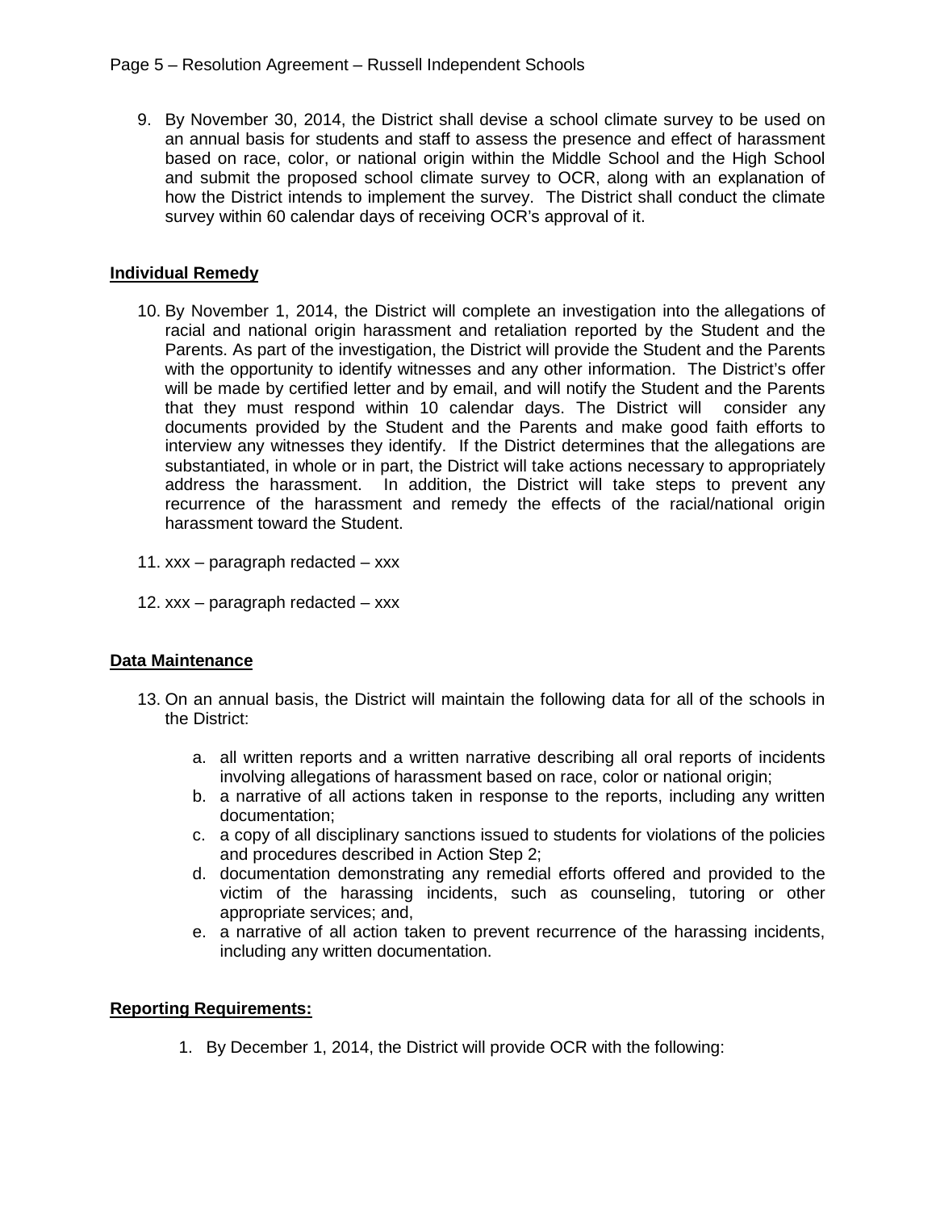9. By November 30, 2014, the District shall devise a school climate survey to be used on an annual basis for students and staff to assess the presence and effect of harassment based on race, color, or national origin within the Middle School and the High School and submit the proposed school climate survey to OCR, along with an explanation of how the District intends to implement the survey. The District shall conduct the climate survey within 60 calendar days of receiving OCR's approval of it.

**Individual Remedy**

10. By November 1, 2014, the District will complete an investigation into the allegations of racial and national origin harassment and retaliation reported by the Student and the Parents. As part of the investigation, the District will provide the Student and the Parents with the opportunity to identify witnesses and any other information. The District's offer will be made by certified letter and by email, and will notify the Student and the Parents that they must respond within 10 calendar days. The District will consider any documents provided by the Student and the Parents and make good faith efforts to interview any witnesses they identify. If the District determines that the allegations are substantiated, in whole or in part, the District will take actions necessary to appropriately address the harassment. In addition, the District will take steps to prevent any recurrence of the harassment and remedy the effects of the racial/national origin harassment toward the Student.

11. xxx – paragraph redacted – xxx

12. xxx – paragraph redacted – xxx

**Data Maintenance**

13. On an annual basis, the District will maintain the following data for all of the schools in the District:

    a. all written reports and a written narrative describing all oral reports of incidents involving allegations of harassment based on race, color or national origin;
    b. a narrative of all actions taken in response to the reports, including any written documentation;
    c. a copy of all disciplinary sanctions issued to students for violations of the policies and procedures described in Action Step 2;
    d. documentation demonstrating any remedial efforts offered and provided to the victim of the harassing incidents, such as counseling, tutoring or other appropriate services; and,
    e. a narrative of all action taken to prevent recurrence of the harassing incidents, including any written documentation.

**Reporting Requirements:**

1. By December 1, 2014, the District will provide OCR with the following: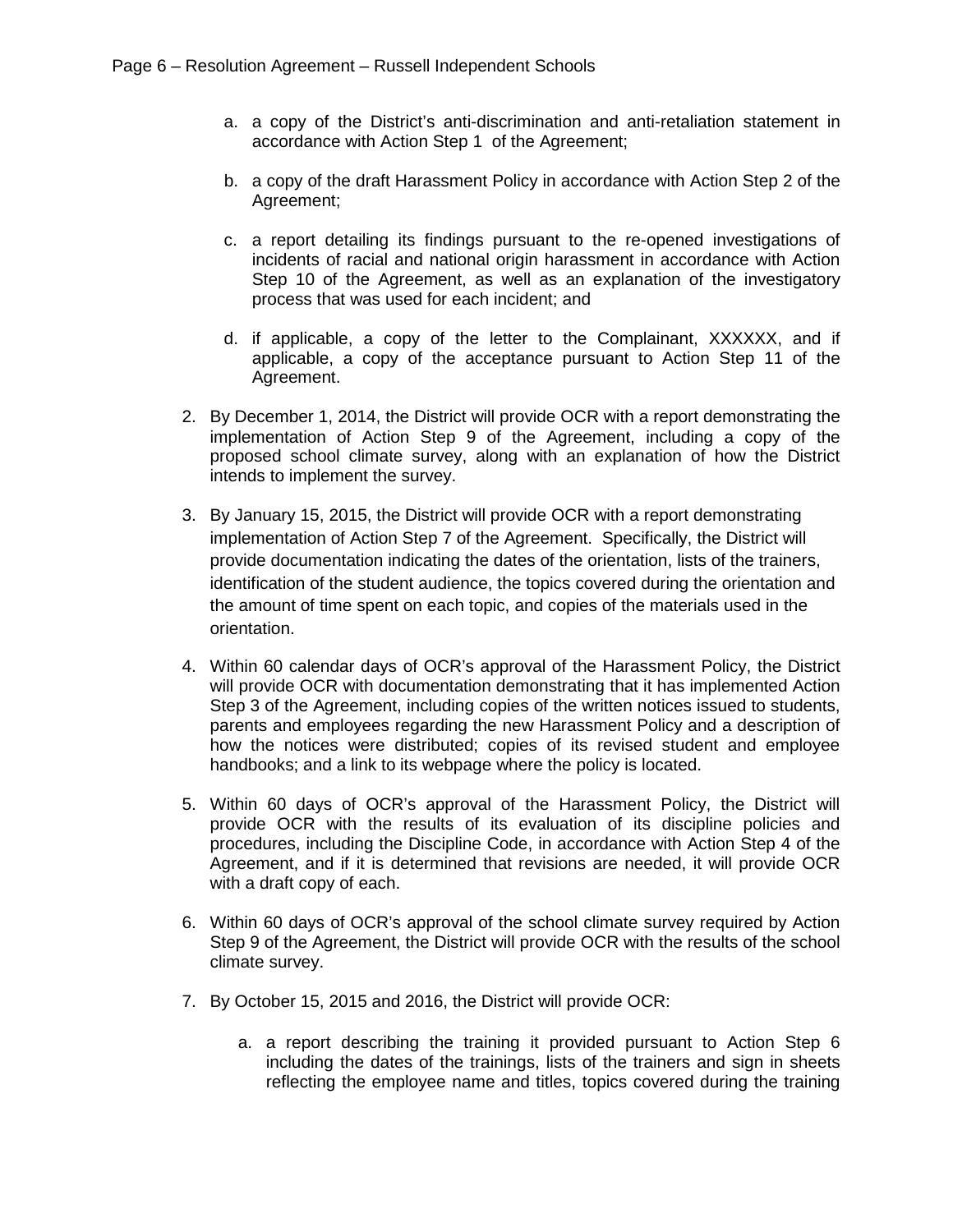a. a copy of the District's anti-discrimination and anti-retaliation statement in accordance with Action Step 1 of the Agreement;

b. a copy of the draft Harassment Policy in accordance with Action Step 2 of the Agreement;

c. a report detailing its findings pursuant to the re-opened investigations of incidents of racial and national origin harassment in accordance with Action Step 10 of the Agreement, as well as an explanation of the investigatory process that was used for each incident; and

d. if applicable, a copy of the letter to the Complainant, XXXXXX, and if applicable, a copy of the acceptance pursuant to Action Step 11 of the Agreement.

2. By December 1, 2014, the District will provide OCR with a report demonstrating the implementation of Action Step 9 of the Agreement, including a copy of the proposed school climate survey, along with an explanation of how the District intends to implement the survey.

3. By January 15, 2015, the District will provide OCR with a report demonstrating implementation of Action Step 7 of the Agreement. Specifically, the District will provide documentation indicating the dates of the orientation, lists of the trainers, identification of the student audience, the topics covered during the orientation and the amount of time spent on each topic, and copies of the materials used in the orientation.

4. Within 60 calendar days of OCR's approval of the Harassment Policy, the District will provide OCR with documentation demonstrating that it has implemented Action Step 3 of the Agreement, including copies of the written notices issued to students, parents and employees regarding the new Harassment Policy and a description of how the notices were distributed; copies of its revised student and employee handbooks; and a link to its webpage where the policy is located.

5. Within 60 days of OCR's approval of the Harassment Policy, the District will provide OCR with the results of its evaluation of its discipline policies and procedures, including the Discipline Code, in accordance with Action Step 4 of the Agreement, and if it is determined that revisions are needed, it will provide OCR with a draft copy of each.

6. Within 60 days of OCR's approval of the school climate survey required by Action Step 9 of the Agreement, the District will provide OCR with the results of the school climate survey.

7. By October 15, 2015 and 2016, the District will provide OCR:

   a. a report describing the training it provided pursuant to Action Step 6 including the dates of the trainings, lists of the trainers and sign in sheets reflecting the employee name and titles, topics covered during the training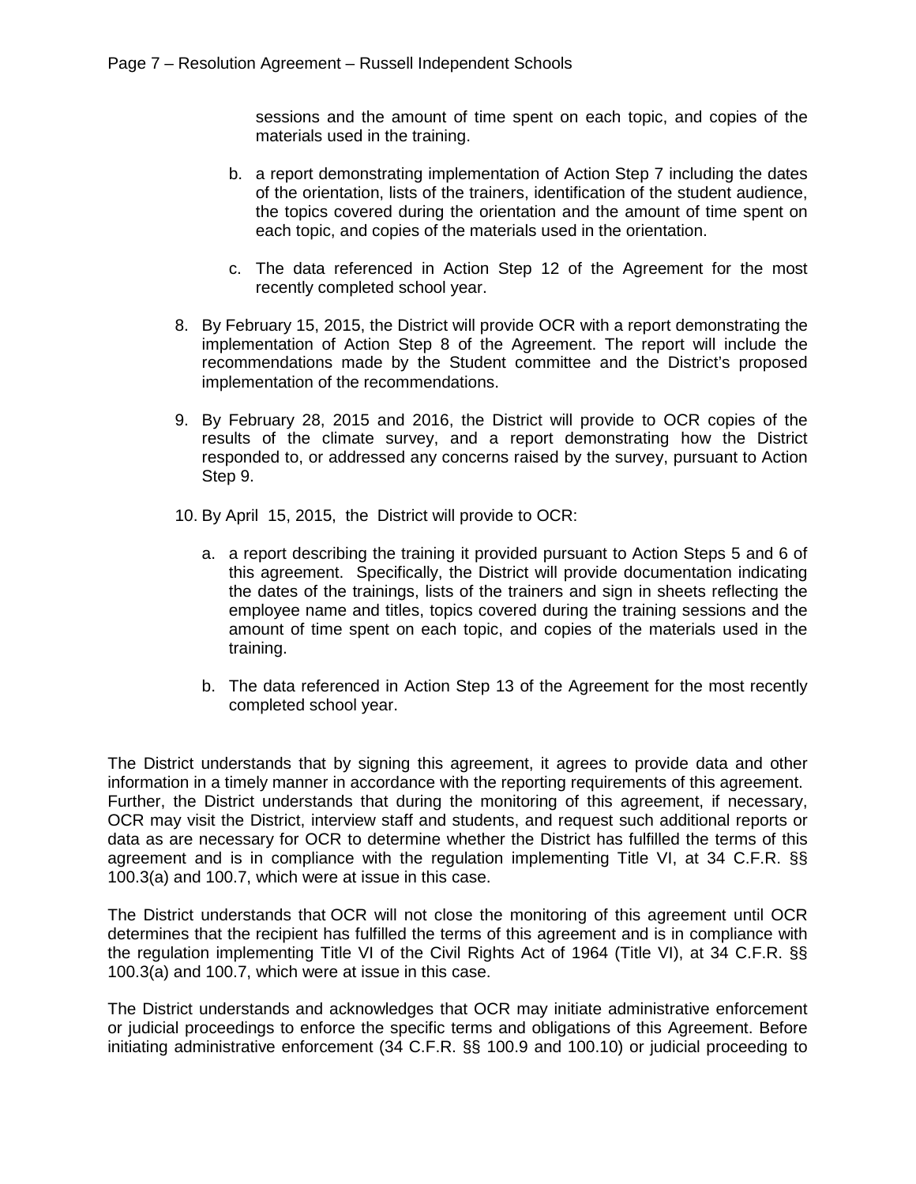sessions and the amount of time spent on each topic, and copies of the materials used in the training.

   b. a report demonstrating implementation of Action Step 7 including the dates of the orientation, lists of the trainers, identification of the student audience, the topics covered during the orientation and the amount of time spent on each topic, and copies of the materials used in the orientation.

   c. The data referenced in Action Step 12 of the Agreement for the most recently completed school year.

8. By February 15, 2015, the District will provide OCR with a report demonstrating the implementation of Action Step 8 of the Agreement. The report will include the recommendations made by the Student committee and the District's proposed implementation of the recommendations.

9. By February 28, 2015 and 2016, the District will provide to OCR copies of the results of the climate survey, and a report demonstrating how the District responded to, or addressed any concerns raised by the survey, pursuant to Action Step 9.

10. By April 15, 2015, the District will provide to OCR:

    a. a report describing the training it provided pursuant to Action Steps 5 and 6 of this agreement. Specifically, the District will provide documentation indicating the dates of the trainings, lists of the trainers and sign in sheets reflecting the employee name and titles, topics covered during the training sessions and the amount of time spent on each topic, and copies of the materials used in the training.

    b. The data referenced in Action Step 13 of the Agreement for the most recently completed school year.

The District understands that by signing this agreement, it agrees to provide data and other information in a timely manner in accordance with the reporting requirements of this agreement. Further, the District understands that during the monitoring of this agreement, if necessary, OCR may visit the District, interview staff and students, and request such additional reports or data as are necessary for OCR to determine whether the District has fulfilled the terms of this agreement and is in compliance with the regulation implementing Title VI, at 34 C.F.R. §§ 100.3(a) and 100.7, which were at issue in this case.

The District understands that OCR will not close the monitoring of this agreement until OCR determines that the recipient has fulfilled the terms of this agreement and is in compliance with the regulation implementing Title VI of the Civil Rights Act of 1964 (Title VI), at 34 C.F.R. §§ 100.3(a) and 100.7, which were at issue in this case.

The District understands and acknowledges that OCR may initiate administrative enforcement or judicial proceedings to enforce the specific terms and obligations of this Agreement. Before initiating administrative enforcement (34 C.F.R. §§ 100.9 and 100.10) or judicial proceeding to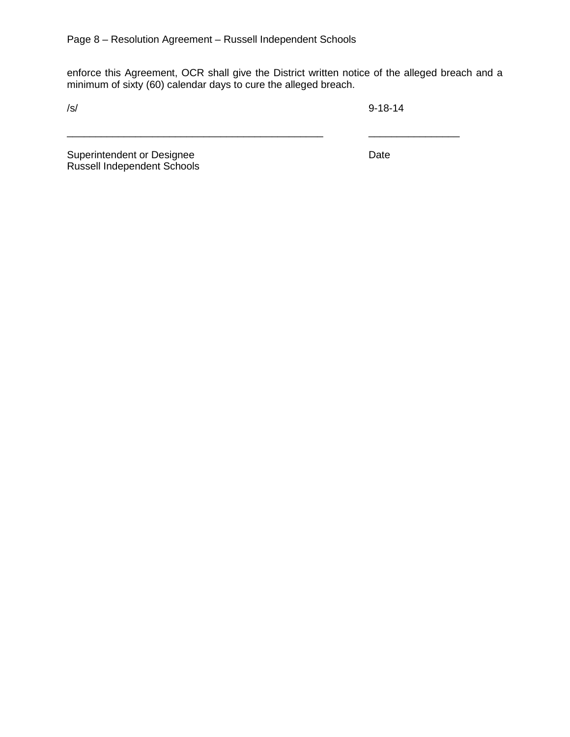enforce this Agreement, OCR shall give the District written notice of the alleged breach and a minimum of sixty (60) calendar days to cure the alleged breach.

/s/ 9-18-14

_______________________________________________ ________________

Superintendent or Designee Date
Russell Independent Schools